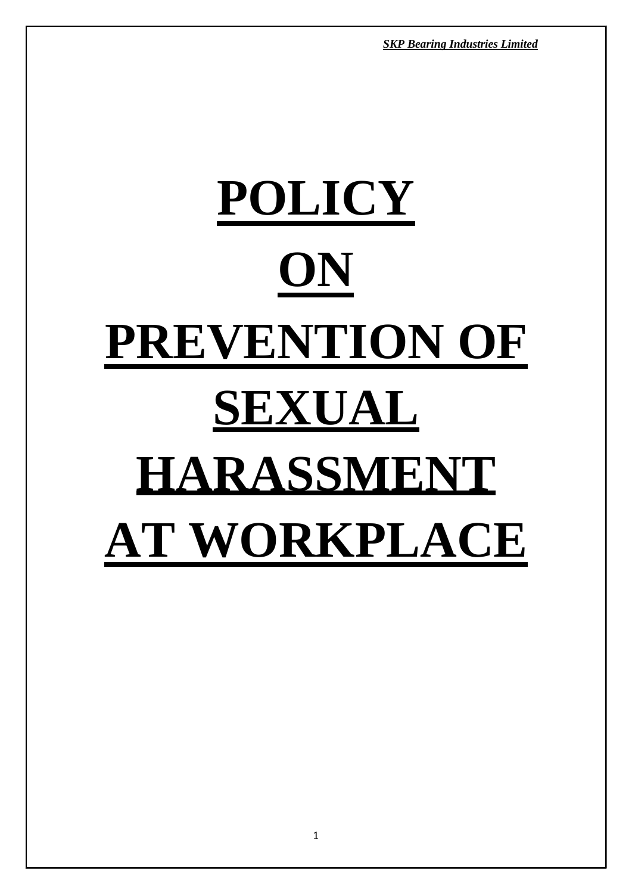# POLICY ON PREVENTION OF SEXUAL HARASSMENT AT WORKPLACE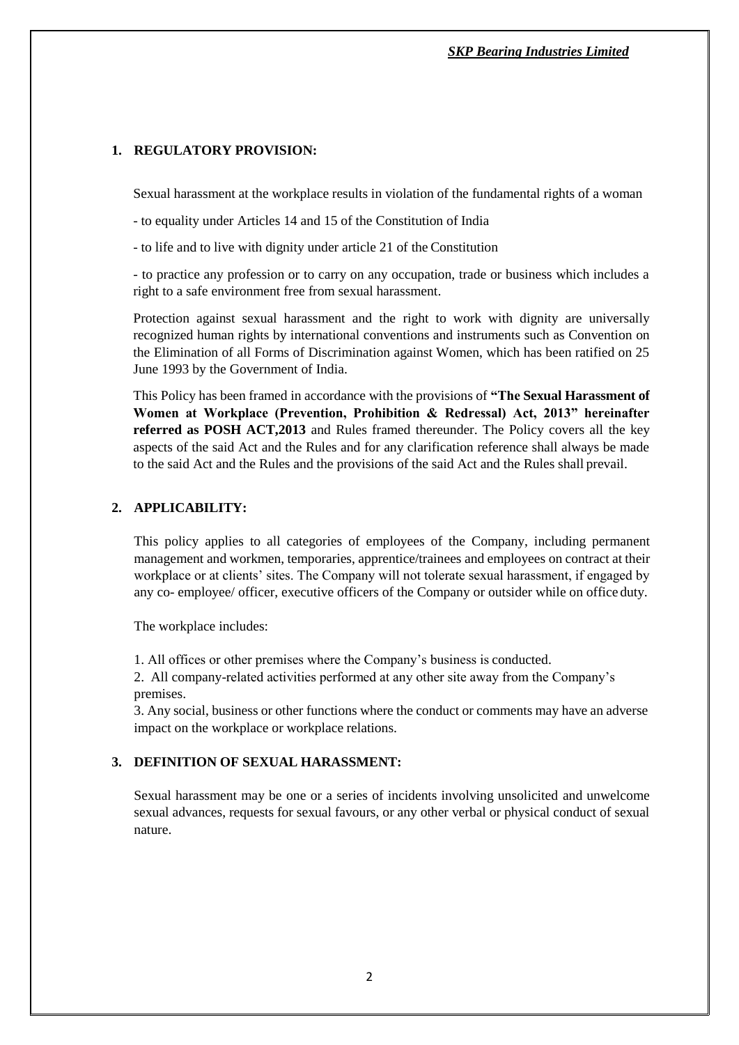## 1. REGULATORY PROVISION:

Sexual harassment at the workplace results in violation of the fundamental rights of a woman

- to equality under Articles 14 and 15 of the Constitution of India

- to life and to live with dignity under article 21 of the Constitution

- to practice any profession or to carry on any occupation, trade or business which includes a right to a safe environment free from sexual harassment.

Protection against sexual harassment and the right to work with dignity are universally recognized human rights by international conventions and instruments such as Convention on the Elimination of all Forms of Discrimination against Women, which has been ratified on 25 June 1993 by the Government of India.

This Policy has been framed in accordance with the provisions of **"The Sexual Harassment of Women at Workplace (Prevention, Prohibition & Redressal) Act, 2013" hereinafter referred as POSH ACT,2013** and Rules framed thereunder. The Policy covers all the key aspects of the said Act and the Rules and for any clarification reference shall always be made to the said Act and the Rules and the provisions of the said Act and the Rules shall prevail.

## 2. APPLICABILITY:

This policy applies to all categories of employees of the Company, including permanent management and workmen, temporaries, apprentice/trainees and employees on contract at their workplace or at clients' sites. The Company will not tolerate sexual harassment, if engaged by any co- employee/ officer, executive officers of the Company or outsider while on office duty.

The workplace includes:

1. All offices or other premises where the Company's business is conducted.
2. All company-related activities performed at any other site away from the Company's premises.
3. Any social, business or other functions where the conduct or comments may have an adverse impact on the workplace or workplace relations.

## 3. DEFINITION OF SEXUAL HARASSMENT:

Sexual harassment may be one or a series of incidents involving unsolicited and unwelcome sexual advances, requests for sexual favours, or any other verbal or physical conduct of sexual nature.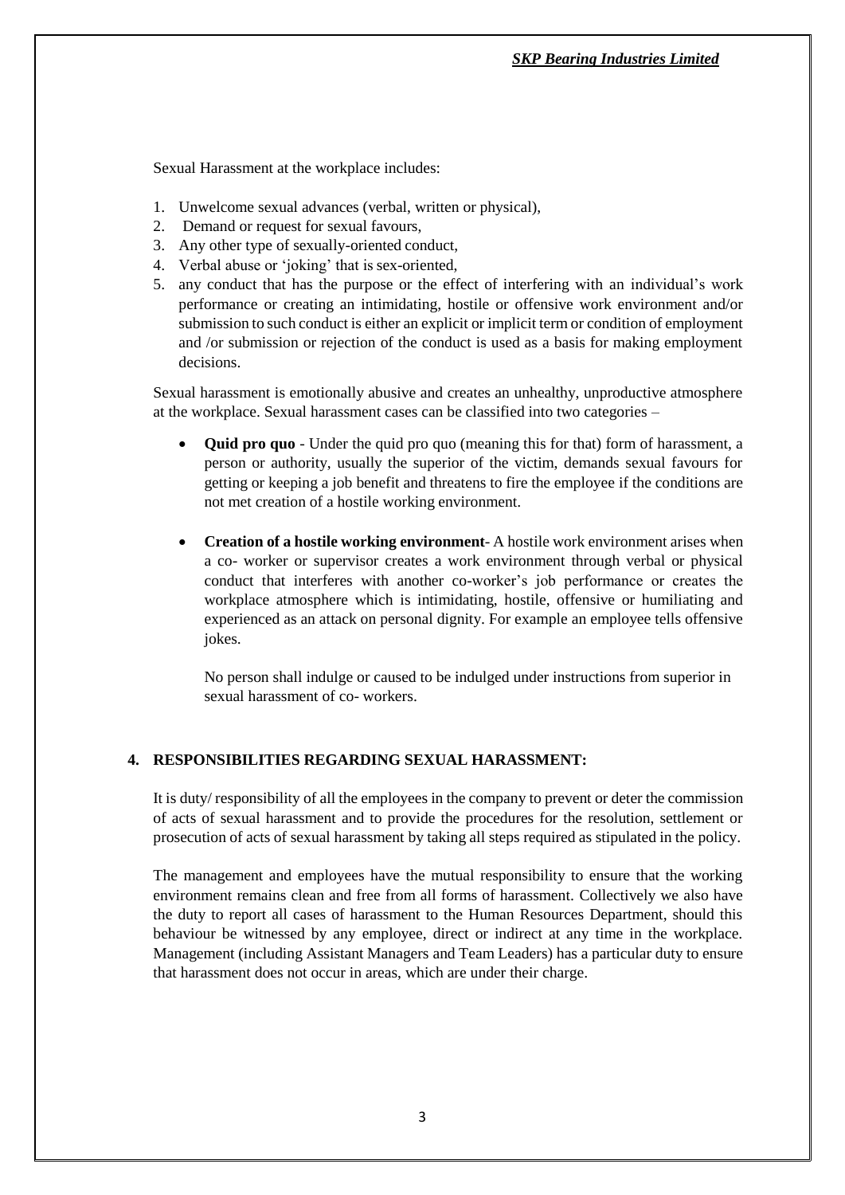Sexual Harassment at the workplace includes:

1. Unwelcome sexual advances (verbal, written or physical),
2. Demand or request for sexual favours,
3. Any other type of sexually-oriented conduct,
4. Verbal abuse or 'joking' that is sex-oriented,
5. any conduct that has the purpose or the effect of interfering with an individual's work performance or creating an intimidating, hostile or offensive work environment and/or submission to such conduct is either an explicit or implicit term or condition of employment and /or submission or rejection of the conduct is used as a basis for making employment decisions.

Sexual harassment is emotionally abusive and creates an unhealthy, unproductive atmosphere at the workplace. Sexual harassment cases can be classified into two categories –

- **Quid pro quo** - Under the quid pro quo (meaning this for that) form of harassment, a person or authority, usually the superior of the victim, demands sexual favours for getting or keeping a job benefit and threatens to fire the employee if the conditions are not met creation of a hostile working environment.

- **Creation of a hostile working environment**- A hostile work environment arises when a co- worker or supervisor creates a work environment through verbal or physical conduct that interferes with another co-worker's job performance or creates the workplace atmosphere which is intimidating, hostile, offensive or humiliating and experienced as an attack on personal dignity. For example an employee tells offensive jokes.

  No person shall indulge or caused to be indulged under instructions from superior in sexual harassment of co- workers.

## 4. RESPONSIBILITIES REGARDING SEXUAL HARASSMENT:

It is duty/ responsibility of all the employees in the company to prevent or deter the commission of acts of sexual harassment and to provide the procedures for the resolution, settlement or prosecution of acts of sexual harassment by taking all steps required as stipulated in the policy.

The management and employees have the mutual responsibility to ensure that the working environment remains clean and free from all forms of harassment. Collectively we also have the duty to report all cases of harassment to the Human Resources Department, should this behaviour be witnessed by any employee, direct or indirect at any time in the workplace. Management (including Assistant Managers and Team Leaders) has a particular duty to ensure that harassment does not occur in areas, which are under their charge.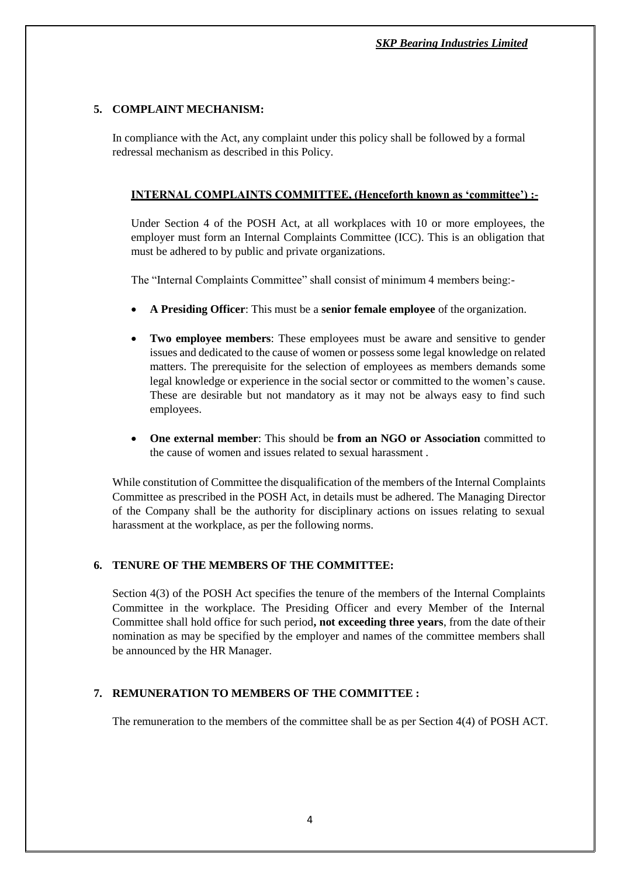## 5. COMPLAINT MECHANISM:

In compliance with the Act, any complaint under this policy shall be followed by a formal redressal mechanism as described in this Policy.

### INTERNAL COMPLAINTS COMMITTEE, (Henceforth known as 'committee') :-

Under Section 4 of the POSH Act, at all workplaces with 10 or more employees, the employer must form an Internal Complaints Committee (ICC). This is an obligation that must be adhered to by public and private organizations.

The "Internal Complaints Committee" shall consist of minimum 4 members being:-

- **A Presiding Officer**: This must be a **senior female employee** of the organization.
- **Two employee members**: These employees must be aware and sensitive to gender issues and dedicated to the cause of women or possess some legal knowledge on related matters. The prerequisite for the selection of employees as members demands some legal knowledge or experience in the social sector or committed to the women's cause. These are desirable but not mandatory as it may not be always easy to find such employees.
- **One external member**: This should be **from an NGO or Association** committed to the cause of women and issues related to sexual harassment .

While constitution of Committee the disqualification of the members of the Internal Complaints Committee as prescribed in the POSH Act, in details must be adhered. The Managing Director of the Company shall be the authority for disciplinary actions on issues relating to sexual harassment at the workplace, as per the following norms.

## 6. TENURE OF THE MEMBERS OF THE COMMITTEE:

Section 4(3) of the POSH Act specifies the tenure of the members of the Internal Complaints Committee in the workplace. The Presiding Officer and every Member of the Internal Committee shall hold office for such period**, not exceeding three years**, from the date of their nomination as may be specified by the employer and names of the committee members shall be announced by the HR Manager.

## 7. REMUNERATION TO MEMBERS OF THE COMMITTEE :

The remuneration to the members of the committee shall be as per Section 4(4) of POSH ACT.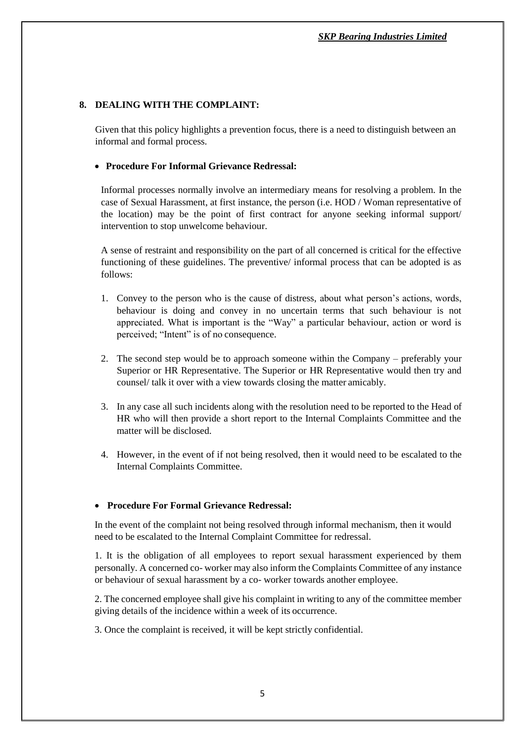## 8. DEALING WITH THE COMPLAINT:

Given that this policy highlights a prevention focus, there is a need to distinguish between an informal and formal process.

- **Procedure For Informal Grievance Redressal:**

Informal processes normally involve an intermediary means for resolving a problem. In the case of Sexual Harassment, at first instance, the person (i.e. HOD / Woman representative of the location) may be the point of first contract for anyone seeking informal support/ intervention to stop unwelcome behaviour.

A sense of restraint and responsibility on the part of all concerned is critical for the effective functioning of these guidelines. The preventive/ informal process that can be adopted is as follows:

1. Convey to the person who is the cause of distress, about what person's actions, words, behaviour is doing and convey in no uncertain terms that such behaviour is not appreciated. What is important is the "Way" a particular behaviour, action or word is perceived; "Intent" is of no consequence.
2. The second step would be to approach someone within the Company – preferably your Superior or HR Representative. The Superior or HR Representative would then try and counsel/ talk it over with a view towards closing the matter amicably.
3. In any case all such incidents along with the resolution need to be reported to the Head of HR who will then provide a short report to the Internal Complaints Committee and the matter will be disclosed.
4. However, in the event of if not being resolved, then it would need to be escalated to the Internal Complaints Committee.

- **Procedure For Formal Grievance Redressal:**

In the event of the complaint not being resolved through informal mechanism, then it would need to be escalated to the Internal Complaint Committee for redressal.

1. It is the obligation of all employees to report sexual harassment experienced by them personally. A concerned co- worker may also inform the Complaints Committee of any instance or behaviour of sexual harassment by a co- worker towards another employee.

2. The concerned employee shall give his complaint in writing to any of the committee member giving details of the incidence within a week of its occurrence.

3. Once the complaint is received, it will be kept strictly confidential.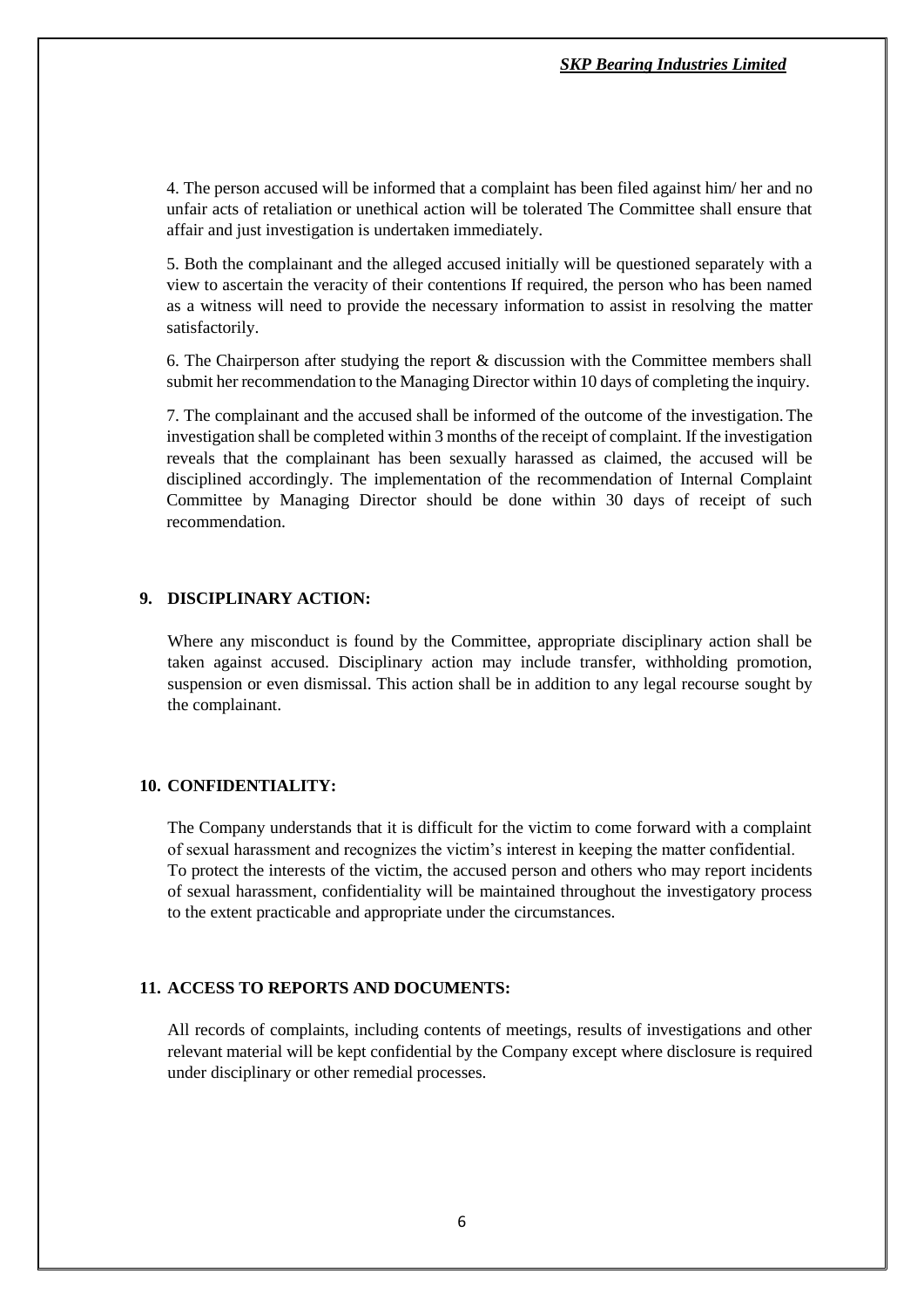4. The person accused will be informed that a complaint has been filed against him/ her and no unfair acts of retaliation or unethical action will be tolerated The Committee shall ensure that affair and just investigation is undertaken immediately.

5. Both the complainant and the alleged accused initially will be questioned separately with a view to ascertain the veracity of their contentions If required, the person who has been named as a witness will need to provide the necessary information to assist in resolving the matter satisfactorily.

6. The Chairperson after studying the report & discussion with the Committee members shall submit her recommendation to the Managing Director within 10 days of completing the inquiry.

7. The complainant and the accused shall be informed of the outcome of the investigation. The investigation shall be completed within 3 months of the receipt of complaint. If the investigation reveals that the complainant has been sexually harassed as claimed, the accused will be disciplined accordingly. The implementation of the recommendation of Internal Complaint Committee by Managing Director should be done within 30 days of receipt of such recommendation.

## 9. DISCIPLINARY ACTION:

Where any misconduct is found by the Committee, appropriate disciplinary action shall be taken against accused. Disciplinary action may include transfer, withholding promotion, suspension or even dismissal. This action shall be in addition to any legal recourse sought by the complainant.

## 10. CONFIDENTIALITY:

The Company understands that it is difficult for the victim to come forward with a complaint of sexual harassment and recognizes the victim's interest in keeping the matter confidential. To protect the interests of the victim, the accused person and others who may report incidents of sexual harassment, confidentiality will be maintained throughout the investigatory process to the extent practicable and appropriate under the circumstances.

## 11. ACCESS TO REPORTS AND DOCUMENTS:

All records of complaints, including contents of meetings, results of investigations and other relevant material will be kept confidential by the Company except where disclosure is required under disciplinary or other remedial processes.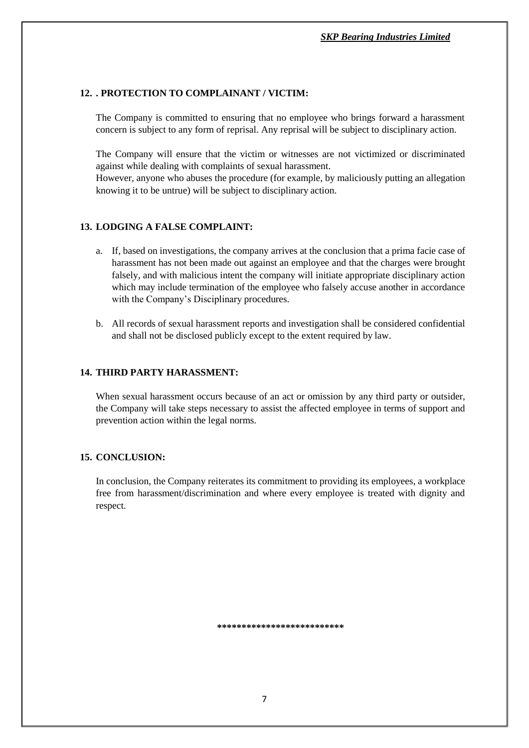## 12. . PROTECTION TO COMPLAINANT / VICTIM:

The Company is committed to ensuring that no employee who brings forward a harassment concern is subject to any form of reprisal. Any reprisal will be subject to disciplinary action.

The Company will ensure that the victim or witnesses are not victimized or discriminated against while dealing with complaints of sexual harassment.
However, anyone who abuses the procedure (for example, by maliciously putting an allegation knowing it to be untrue) will be subject to disciplinary action.

## 13. LODGING A FALSE COMPLAINT:

a. If, based on investigations, the company arrives at the conclusion that a prima facie case of harassment has not been made out against an employee and that the charges were brought falsely, and with malicious intent the company will initiate appropriate disciplinary action which may include termination of the employee who falsely accuse another in accordance with the Company's Disciplinary procedures.

b. All records of sexual harassment reports and investigation shall be considered confidential and shall not be disclosed publicly except to the extent required by law.

## 14. THIRD PARTY HARASSMENT:

When sexual harassment occurs because of an act or omission by any third party or outsider, the Company will take steps necessary to assist the affected employee in terms of support and prevention action within the legal norms.

## 15. CONCLUSION:

In conclusion, the Company reiterates its commitment to providing its employees, a workplace free from harassment/discrimination and where every employee is treated with dignity and respect.

*************************